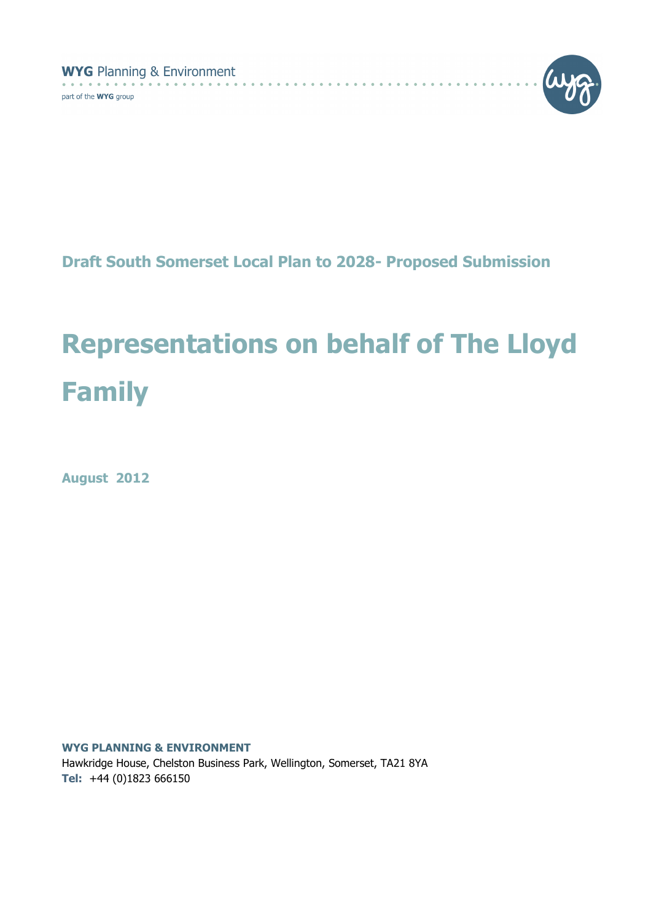WYG Planning & Environment

part of the WYG group

## Draft South Somerset Local Plan to 2028- Proposed Submission

# Representations on behalf of The Lloyd Family

**August 2012**

**WYG PLANNING & ENVIRONMENT**
Hawkridge House, Chelston Business Park, Wellington, Somerset, TA21 8YA
**Tel:** +44 (0)1823 666150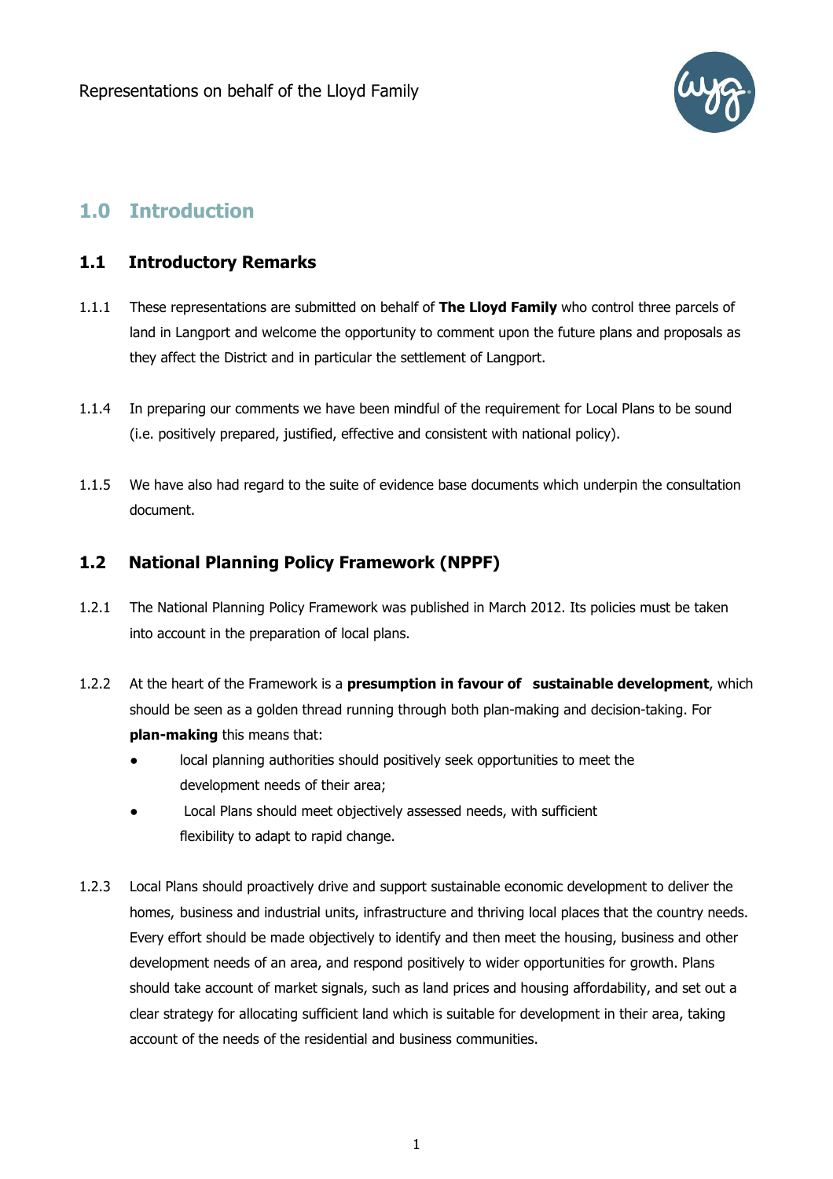# 1.0 Introduction

## 1.1 Introductory Remarks

1.1.1 These representations are submitted on behalf of **The Lloyd Family** who control three parcels of land in Langport and welcome the opportunity to comment upon the future plans and proposals as they affect the District and in particular the settlement of Langport.

1.1.4 In preparing our comments we have been mindful of the requirement for Local Plans to be sound (i.e. positively prepared, justified, effective and consistent with national policy).

1.1.5 We have also had regard to the suite of evidence base documents which underpin the consultation document.

## 1.2 National Planning Policy Framework (NPPF)

1.2.1 The National Planning Policy Framework was published in March 2012. Its policies must be taken into account in the preparation of local plans.

1.2.2 At the heart of the Framework is a **presumption in favour of sustainable development**, which should be seen as a golden thread running through both plan-making and decision-taking. For **plan-making** this means that:

- local planning authorities should positively seek opportunities to meet the development needs of their area;
- Local Plans should meet objectively assessed needs, with sufficient flexibility to adapt to rapid change.

1.2.3 Local Plans should proactively drive and support sustainable economic development to deliver the homes, business and industrial units, infrastructure and thriving local places that the country needs. Every effort should be made objectively to identify and then meet the housing, business and other development needs of an area, and respond positively to wider opportunities for growth. Plans should take account of market signals, such as land prices and housing affordability, and set out a clear strategy for allocating sufficient land which is suitable for development in their area, taking account of the needs of the residential and business communities.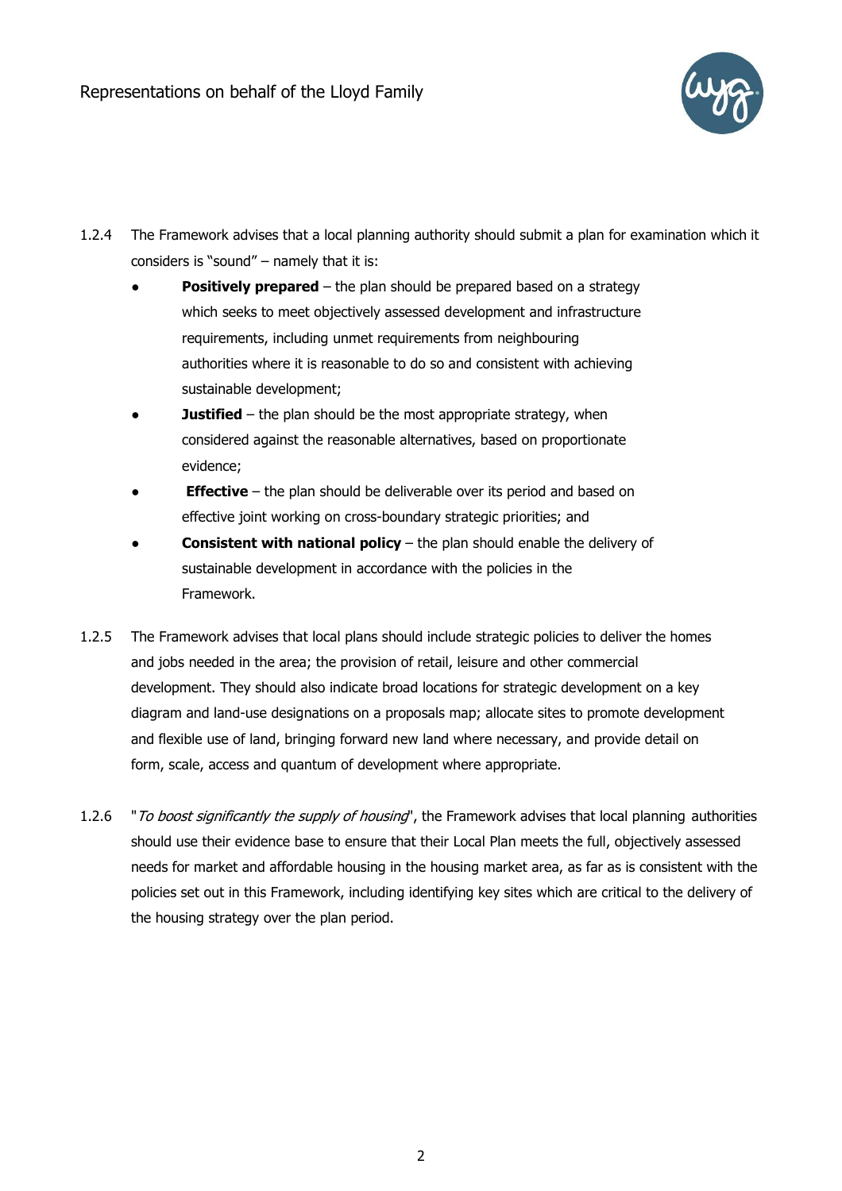1.2.4 The Framework advises that a local planning authority should submit a plan for examination which it considers is "sound" – namely that it is:

- **Positively prepared** – the plan should be prepared based on a strategy which seeks to meet objectively assessed development and infrastructure requirements, including unmet requirements from neighbouring authorities where it is reasonable to do so and consistent with achieving sustainable development;
- **Justified** – the plan should be the most appropriate strategy, when considered against the reasonable alternatives, based on proportionate evidence;
- **Effective** – the plan should be deliverable over its period and based on effective joint working on cross-boundary strategic priorities; and
- **Consistent with national policy** – the plan should enable the delivery of sustainable development in accordance with the policies in the Framework.

1.2.5 The Framework advises that local plans should include strategic policies to deliver the homes and jobs needed in the area; the provision of retail, leisure and other commercial development. They should also indicate broad locations for strategic development on a key diagram and land-use designations on a proposals map; allocate sites to promote development and flexible use of land, bringing forward new land where necessary, and provide detail on form, scale, access and quantum of development where appropriate.

1.2.6 "*To boost significantly the supply of housing*", the Framework advises that local planning authorities should use their evidence base to ensure that their Local Plan meets the full, objectively assessed needs for market and affordable housing in the housing market area, as far as is consistent with the policies set out in this Framework, including identifying key sites which are critical to the delivery of the housing strategy over the plan period.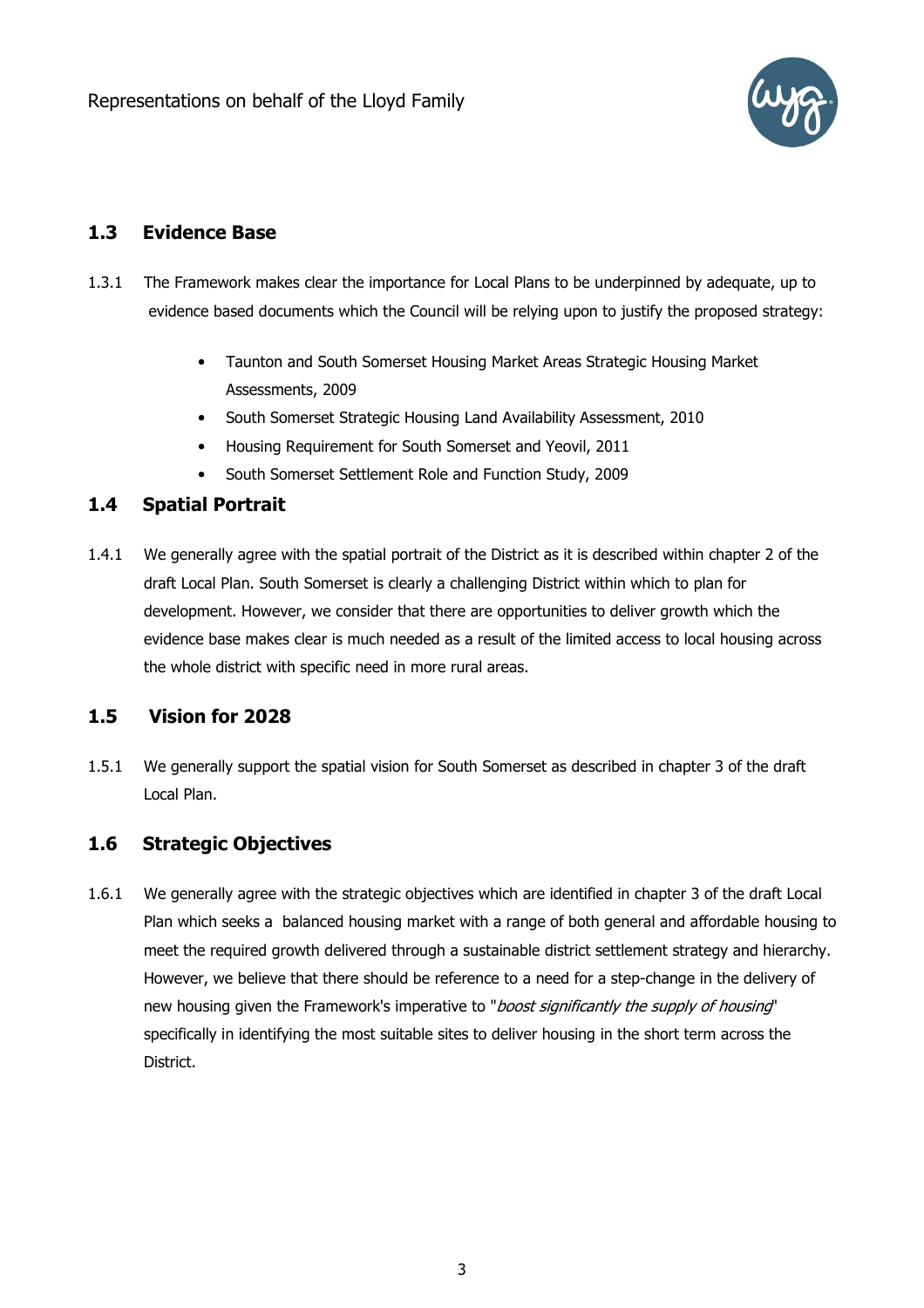## 1.3 Evidence Base

1.3.1 The Framework makes clear the importance for Local Plans to be underpinned by adequate, up to evidence based documents which the Council will be relying upon to justify the proposed strategy:

- Taunton and South Somerset Housing Market Areas Strategic Housing Market Assessments, 2009
- South Somerset Strategic Housing Land Availability Assessment, 2010
- Housing Requirement for South Somerset and Yeovil, 2011
- South Somerset Settlement Role and Function Study, 2009

## 1.4 Spatial Portrait

1.4.1 We generally agree with the spatial portrait of the District as it is described within chapter 2 of the draft Local Plan. South Somerset is clearly a challenging District within which to plan for development. However, we consider that there are opportunities to deliver growth which the evidence base makes clear is much needed as a result of the limited access to local housing across the whole district with specific need in more rural areas.

## 1.5 Vision for 2028

1.5.1 We generally support the spatial vision for South Somerset as described in chapter 3 of the draft Local Plan.

## 1.6 Strategic Objectives

1.6.1 We generally agree with the strategic objectives which are identified in chapter 3 of the draft Local Plan which seeks a balanced housing market with a range of both general and affordable housing to meet the required growth delivered through a sustainable district settlement strategy and hierarchy. However, we believe that there should be reference to a need for a step-change in the delivery of new housing given the Framework's imperative to "*boost significantly the supply of housing*" specifically in identifying the most suitable sites to deliver housing in the short term across the District.